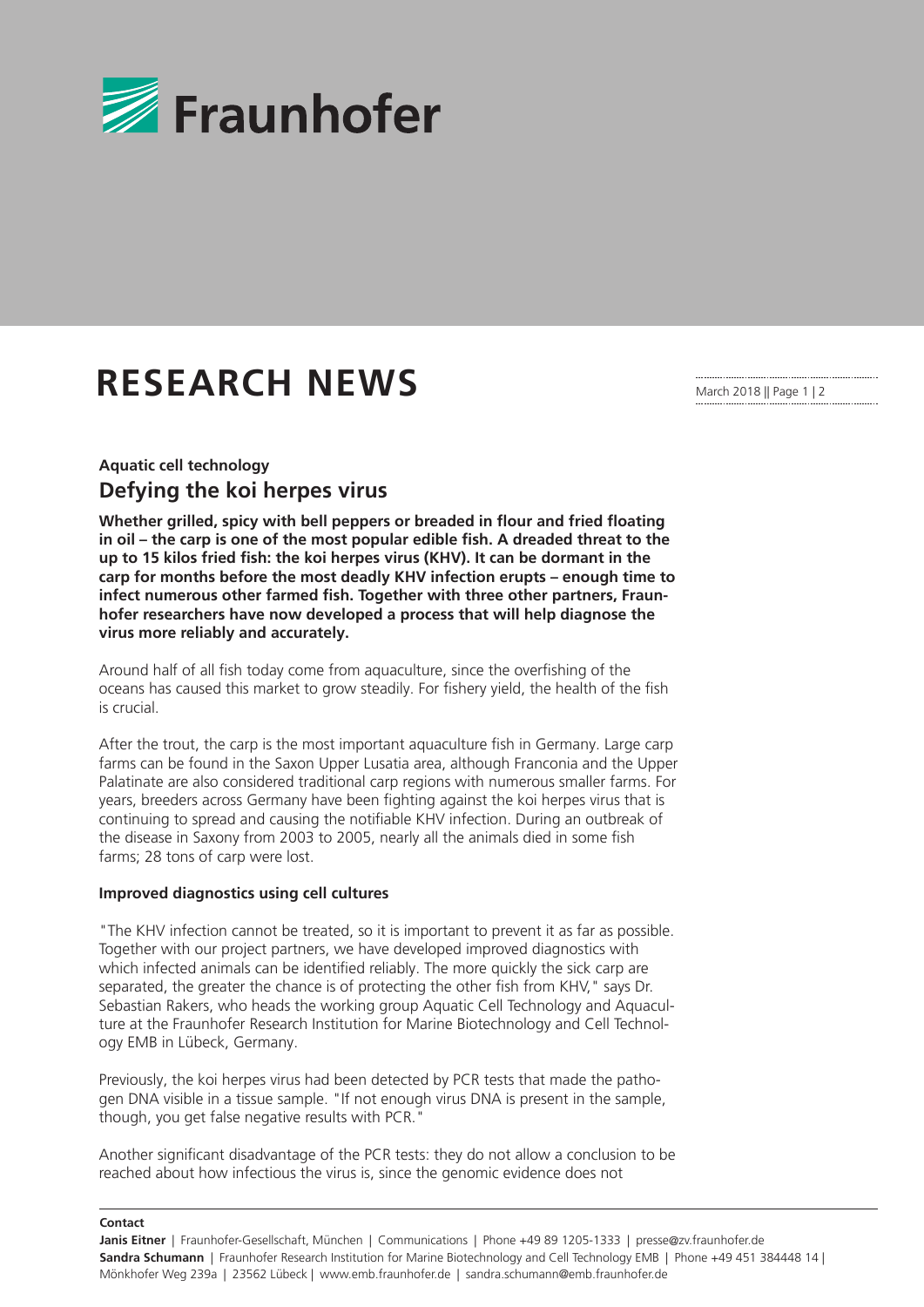# RESEARCH NEWS

March 2018 || Page 1 | 2

**Aquatic cell technology**

## Defying the koi herpes virus

**Whether grilled, spicy with bell peppers or breaded in flour and fried floating in oil – the carp is one of the most popular edible fish. A dreaded threat to the up to 15 kilos fried fish: the koi herpes virus (KHV). It can be dormant in the carp for months before the most deadly KHV infection erupts – enough time to infect numerous other farmed fish. Together with three other partners, Fraunhofer researchers have now developed a process that will help diagnose the virus more reliably and accurately.**

Around half of all fish today come from aquaculture, since the overfishing of the oceans has caused this market to grow steadily. For fishery yield, the health of the fish is crucial.

After the trout, the carp is the most important aquaculture fish in Germany. Large carp farms can be found in the Saxon Upper Lusatia area, although Franconia and the Upper Palatinate are also considered traditional carp regions with numerous smaller farms. For years, breeders across Germany have been fighting against the koi herpes virus that is continuing to spread and causing the notifiable KHV infection. During an outbreak of the disease in Saxony from 2003 to 2005, nearly all the animals died in some fish farms; 28 tons of carp were lost.

### Improved diagnostics using cell cultures

"The KHV infection cannot be treated, so it is important to prevent it as far as possible. Together with our project partners, we have developed improved diagnostics with which infected animals can be identified reliably. The more quickly the sick carp are separated, the greater the chance is of protecting the other fish from KHV," says Dr. Sebastian Rakers, who heads the working group Aquatic Cell Technology and Aquaculture at the Fraunhofer Research Institution for Marine Biotechnology and Cell Technology EMB in Lübeck, Germany.

Previously, the koi herpes virus had been detected by PCR tests that made the pathogen DNA visible in a tissue sample. "If not enough virus DNA is present in the sample, though, you get false negative results with PCR."

Another significant disadvantage of the PCR tests: they do not allow a conclusion to be reached about how infectious the virus is, since the genomic evidence does not

**Contact**

**Janis Eitner** | Fraunhofer-Gesellschaft, München | Communications | Phone +49 89 1205-1333 | presse@zv.fraunhofer.de
**Sandra Schumann** | Fraunhofer Research Institution for Marine Biotechnology and Cell Technology EMB | Phone +49 451 384448 14 | Mönkhofer Weg 239a | 23562 Lübeck | www.emb.fraunhofer.de | sandra.schumann@emb.fraunhofer.de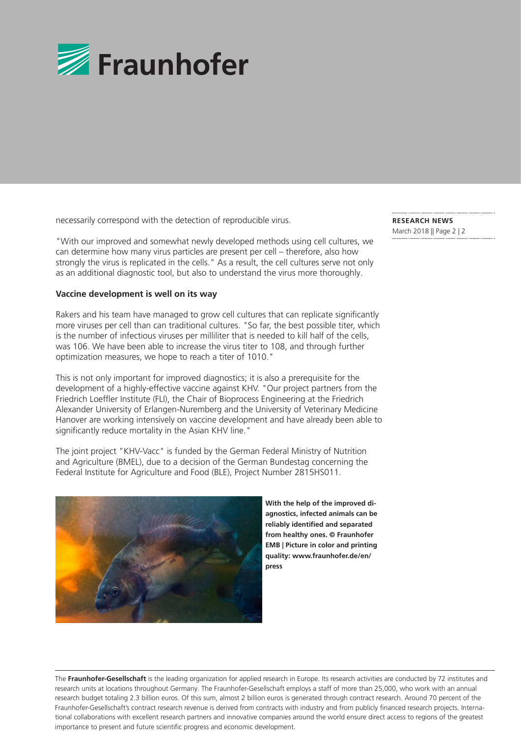necessarily correspond with the detection of reproducible virus.

"With our improved and somewhat newly developed methods using cell cultures, we can determine how many virus particles are present per cell – therefore, also how strongly the virus is replicated in the cells." As a result, the cell cultures serve not only as an additional diagnostic tool, but also to understand the virus more thoroughly.

**Vaccine development is well on its way**

Rakers and his team have managed to grow cell cultures that can replicate significantly more viruses per cell than can traditional cultures. "So far, the best possible titer, which is the number of infectious viruses per milliliter that is needed to kill half of the cells, was 106. We have been able to increase the virus titer to 108, and through further optimization measures, we hope to reach a titer of 1010."

This is not only important for improved diagnostics; it is also a prerequisite for the development of a highly-effective vaccine against KHV. "Our project partners from the Friedrich Loeffler Institute (FLI), the Chair of Bioprocess Engineering at the Friedrich Alexander University of Erlangen-Nuremberg and the University of Veterinary Medicine Hanover are working intensively on vaccine development and have already been able to significantly reduce mortality in the Asian KHV line."

The joint project "KHV-Vacc" is funded by the German Federal Ministry of Nutrition and Agriculture (BMEL), due to a decision of the German Bundestag concerning the Federal Institute for Agriculture and Food (BLE), Project Number 2815HS011.

**With the help of the improved diagnostics, infected animals can be reliably identified and separated from healthy ones. © Fraunhofer EMB | Picture in color and printing quality: www.fraunhofer.de/en/press**

The **Fraunhofer-Gesellschaft** is the leading organization for applied research in Europe. Its research activities are conducted by 72 institutes and research units at locations throughout Germany. The Fraunhofer-Gesellschaft employs a staff of more than 25,000, who work with an annual research budget totaling 2.3 billion euros. Of this sum, almost 2 billion euros is generated through contract research. Around 70 percent of the Fraunhofer-Gesellschaft's contract research revenue is derived from contracts with industry and from publicly financed research projects. International collaborations with excellent research partners and innovative companies around the world ensure direct access to regions of the greatest importance to present and future scientific progress and economic development.